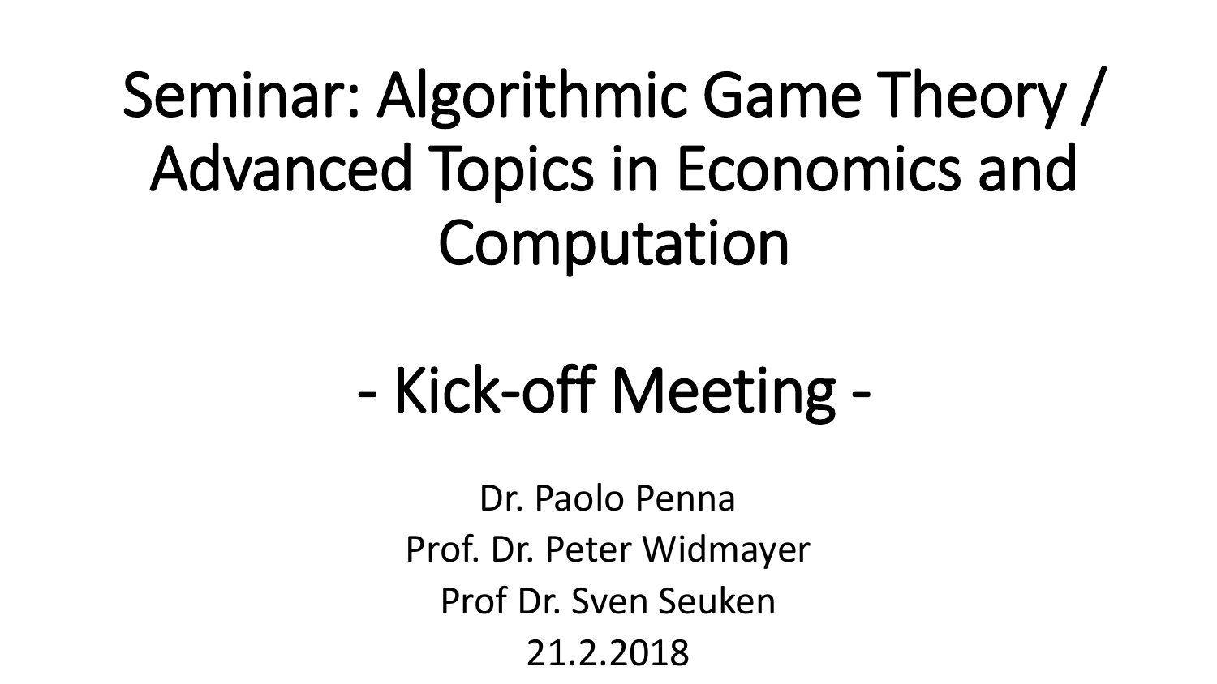# Seminar: Algorithmic Game Theory / Advanced Topics in Economics and Computation

## - Kick-off Meeting -

Dr. Paolo Penna

Prof. Dr. Peter Widmayer

Prof Dr. Sven Seuken

21.2.2018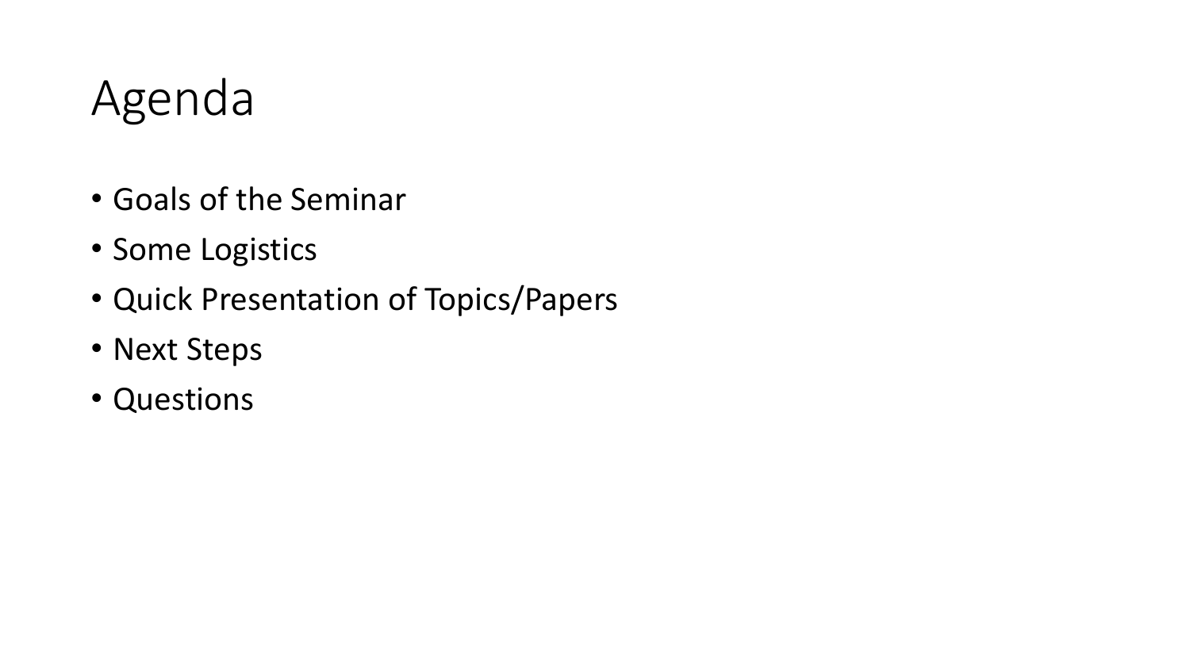# Agenda

- Goals of the Seminar
- Some Logistics
- Quick Presentation of Topics/Papers
- Next Steps
- Questions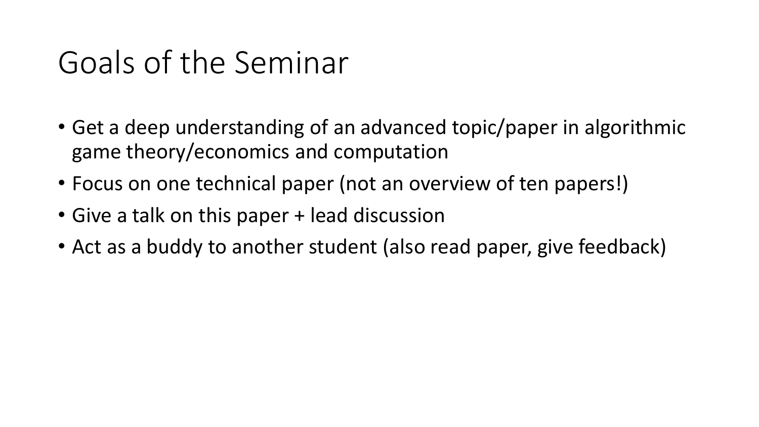# Goals of the Seminar

- Get a deep understanding of an advanced topic/paper in algorithmic game theory/economics and computation
- Focus on one technical paper (not an overview of ten papers!)
- Give a talk on this paper + lead discussion
- Act as a buddy to another student (also read paper, give feedback)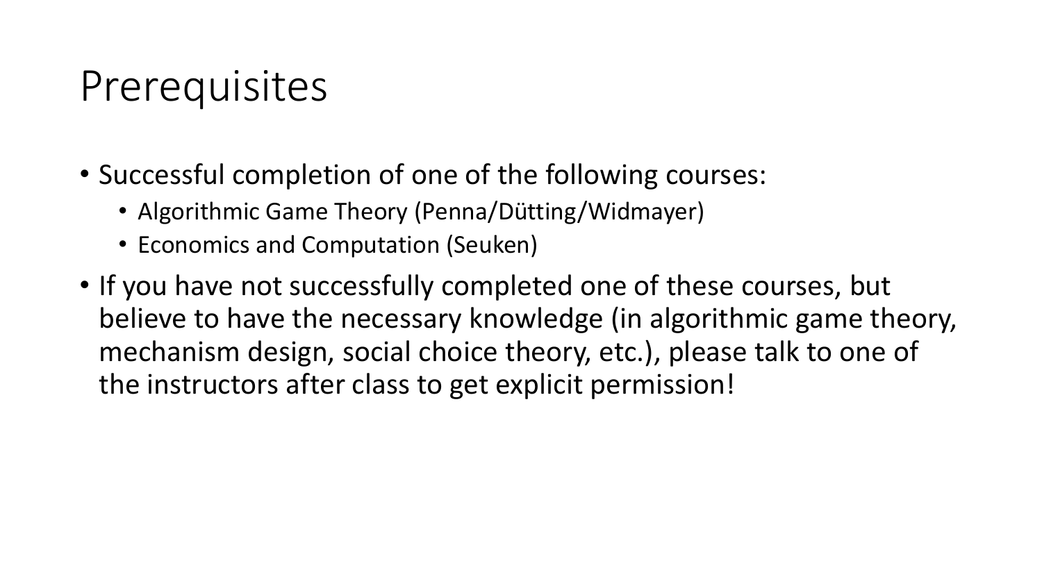# Prerequisites

- Successful completion of one of the following courses:
  - Algorithmic Game Theory (Penna/Dütting/Widmayer)
  - Economics and Computation (Seuken)
- If you have not successfully completed one of these courses, but believe to have the necessary knowledge (in algorithmic game theory, mechanism design, social choice theory, etc.), please talk to one of the instructors after class to get explicit permission!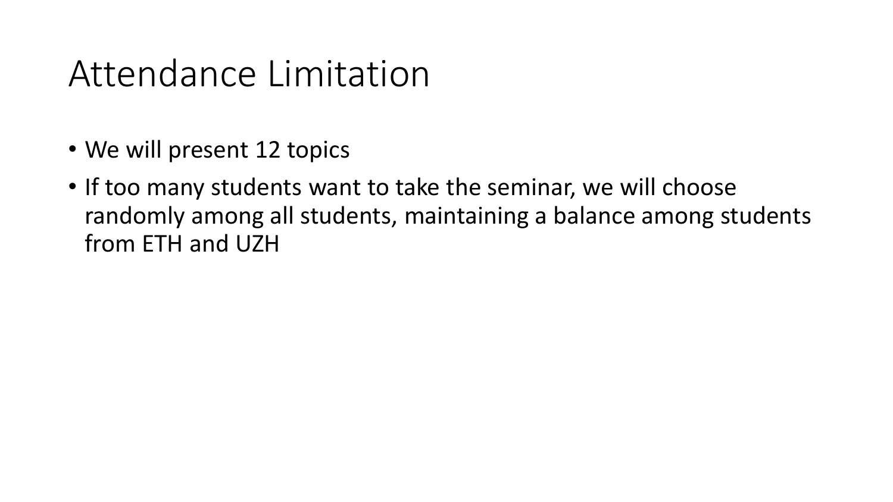# Attendance Limitation

- We will present 12 topics
- If too many students want to take the seminar, we will choose randomly among all students, maintaining a balance among students from ETH and UZH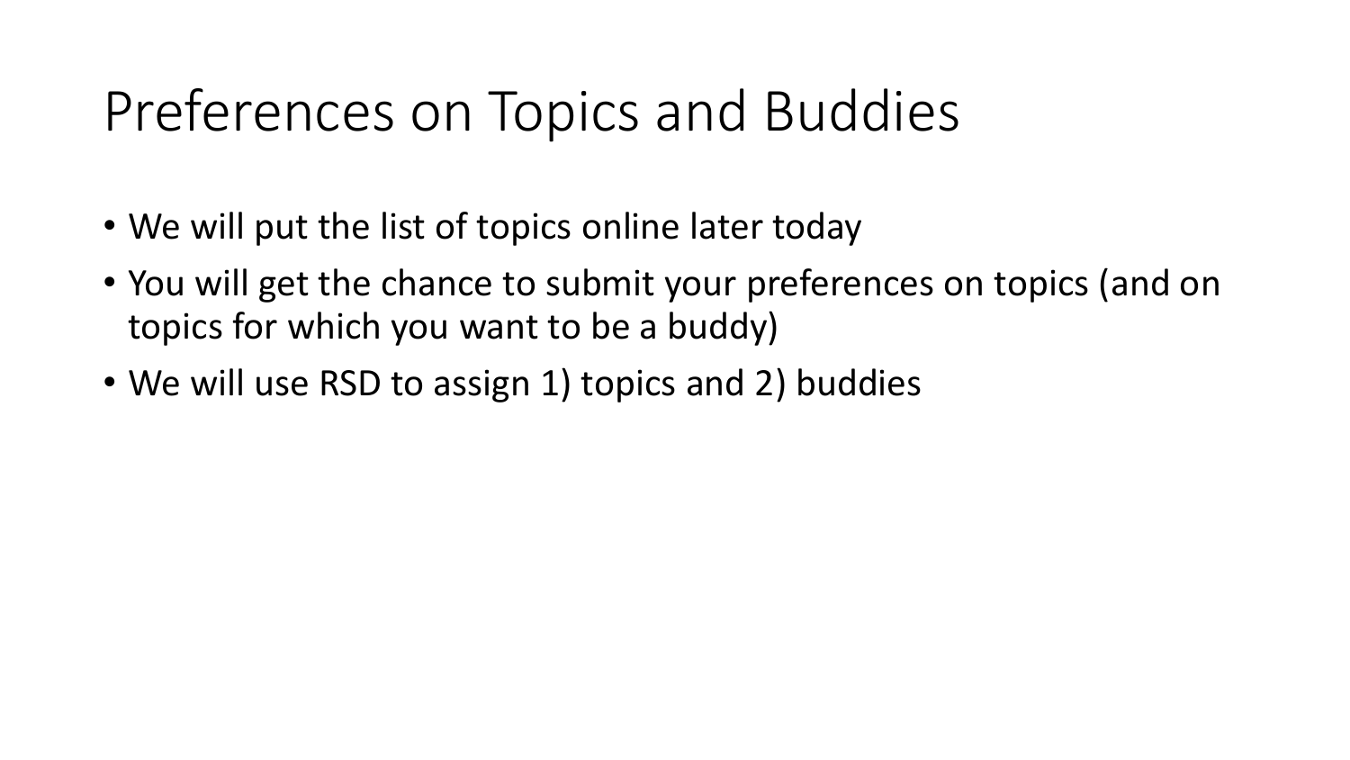# Preferences on Topics and Buddies

- We will put the list of topics online later today
- You will get the chance to submit your preferences on topics (and on topics for which you want to be a buddy)
- We will use RSD to assign 1) topics and 2) buddies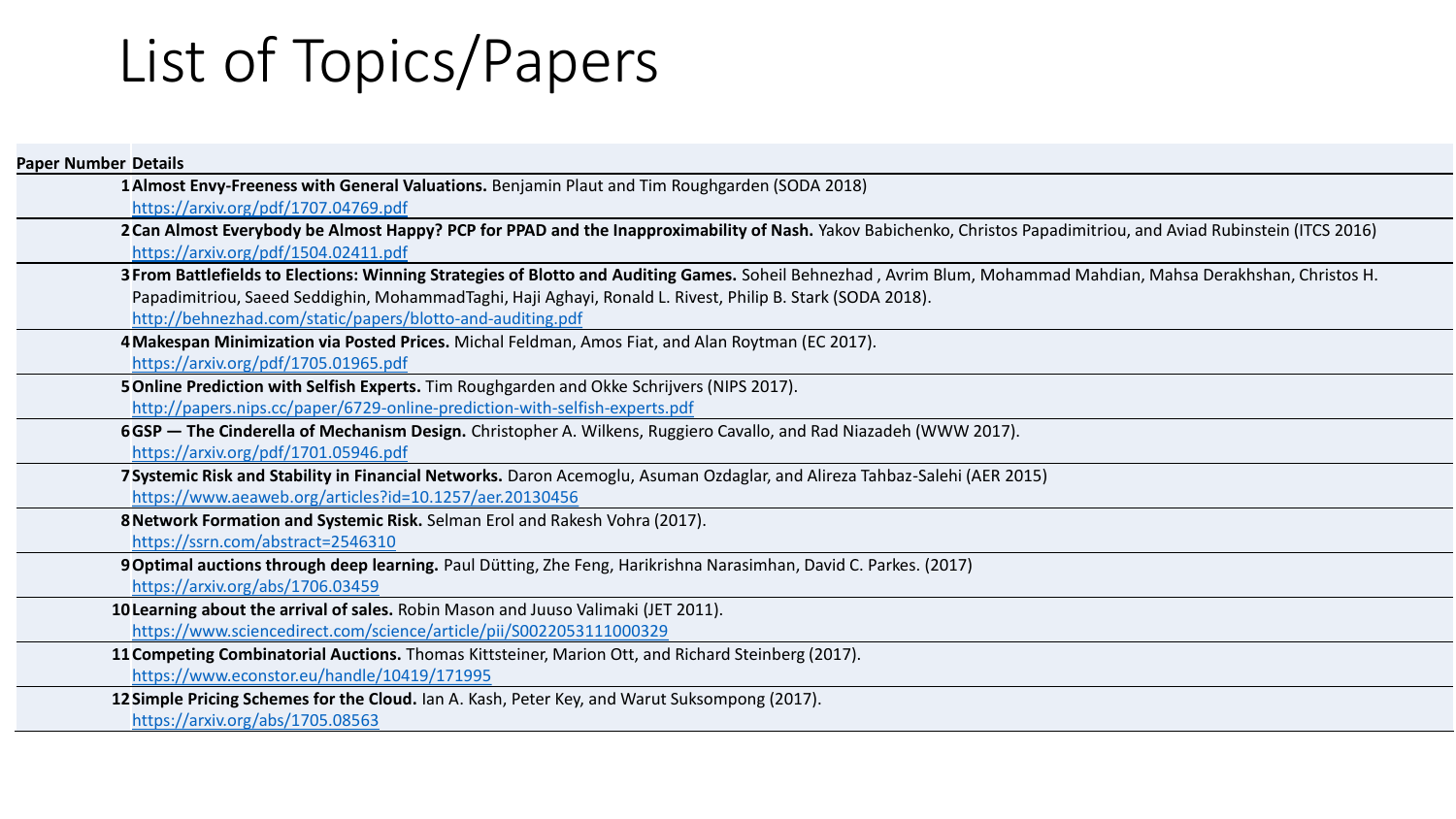# List of Topics/Papers

| Paper Number | Details |
| --- | --- |
| 1 | **Almost Envy-Freeness with General Valuations.** Benjamin Plaut and Tim Roughgarden (SODA 2018) https://arxiv.org/pdf/1707.04769.pdf |
| 2 | **Can Almost Everybody be Almost Happy? PCP for PPAD and the Inapproximability of Nash.** Yakov Babichenko, Christos Papadimitriou, and Aviad Rubinstein (ITCS 2016) https://arxiv.org/pdf/1504.02411.pdf |
| 3 | **From Battlefields to Elections: Winning Strategies of Blotto and Auditing Games.** Soheil Behnezhad , Avrim Blum, Mohammad Mahdian, Mahsa Derakhshan, Christos H. Papadimitriou, Saeed Seddighin, MohammadTaghi, Haji Aghayi, Ronald L. Rivest, Philip B. Stark (SODA 2018). http://behnezhad.com/static/papers/blotto-and-auditing.pdf |
| 4 | **Makespan Minimization via Posted Prices.** Michal Feldman, Amos Fiat, and Alan Roytman (EC 2017). https://arxiv.org/pdf/1705.01965.pdf |
| 5 | **Online Prediction with Selfish Experts.** Tim Roughgarden and Okke Schrijvers (NIPS 2017). http://papers.nips.cc/paper/6729-online-prediction-with-selfish-experts.pdf |
| 6 | **GSP — The Cinderella of Mechanism Design.** Christopher A. Wilkens, Ruggiero Cavallo, and Rad Niazadeh (WWW 2017). https://arxiv.org/pdf/1701.05946.pdf |
| 7 | **Systemic Risk and Stability in Financial Networks.** Daron Acemoglu, Asuman Ozdaglar, and Alireza Tahbaz-Salehi (AER 2015) https://www.aeaweb.org/articles?id=10.1257/aer.20130456 |
| 8 | **Network Formation and Systemic Risk.** Selman Erol and Rakesh Vohra (2017). https://ssrn.com/abstract=2546310 |
| 9 | **Optimal auctions through deep learning.** Paul Dütting, Zhe Feng, Harikrishna Narasimhan, David C. Parkes. (2017) https://arxiv.org/abs/1706.03459 |
| 10 | **Learning about the arrival of sales.** Robin Mason and Juuso Valimaki (JET 2011). https://www.sciencedirect.com/science/article/pii/S0022053111000329 |
| 11 | **Competing Combinatorial Auctions.** Thomas Kittsteiner, Marion Ott, and Richard Steinberg (2017). https://www.econstor.eu/handle/10419/171995 |
| 12 | **Simple Pricing Schemes for the Cloud.** Ian A. Kash, Peter Key, and Warut Suksompong (2017). https://arxiv.org/abs/1705.08563 |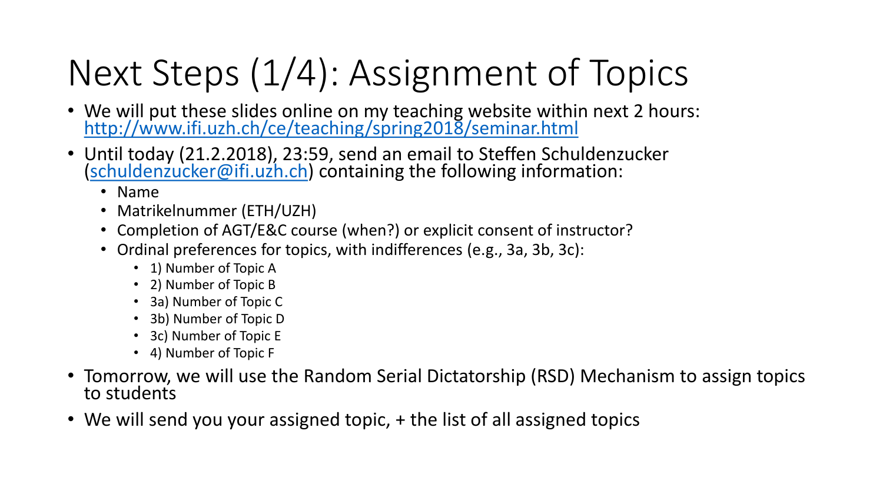# Next Steps (1/4): Assignment of Topics

- We will put these slides online on my teaching website within next 2 hours: [http://www.ifi.uzh.ch/ce/teaching/spring2018/seminar.html](http://www.ifi.uzh.ch/ce/teaching/spring2018/seminar.html)
- Until today (21.2.2018), 23:59, send an email to Steffen Schuldenzucker ([schuldenzucker@ifi.uzh.ch](mailto:schuldenzucker@ifi.uzh.ch)) containing the following information:
  - Name
  - Matrikelnummer (ETH/UZH)
  - Completion of AGT/E&C course (when?) or explicit consent of instructor?
  - Ordinal preferences for topics, with indifferences (e.g., 3a, 3b, 3c):
    - 1) Number of Topic A
    - 2) Number of Topic B
    - 3a) Number of Topic C
    - 3b) Number of Topic D
    - 3c) Number of Topic E
    - 4) Number of Topic F
- Tomorrow, we will use the Random Serial Dictatorship (RSD) Mechanism to assign topics to students
- We will send you your assigned topic, + the list of all assigned topics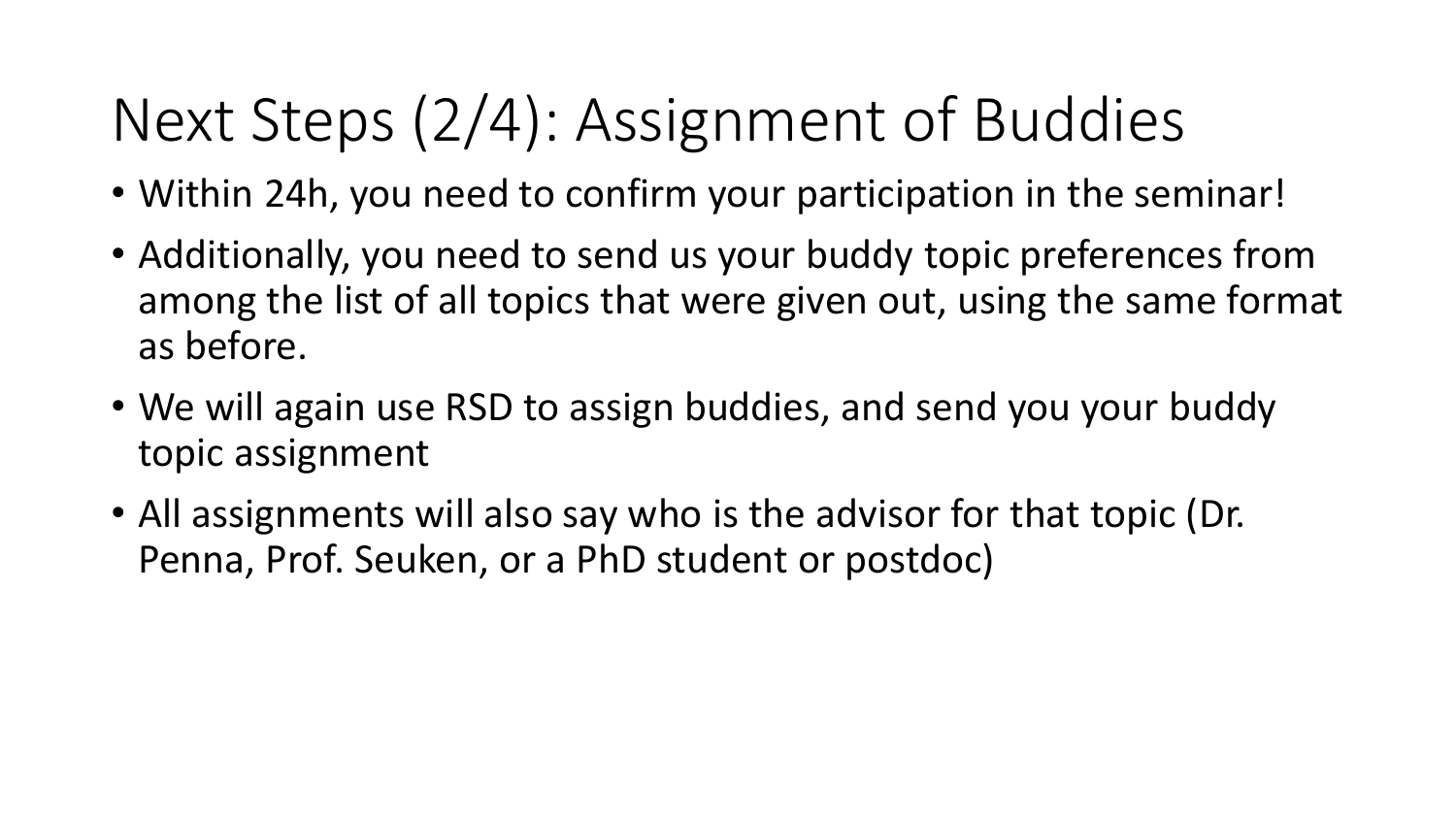# Next Steps (2/4): Assignment of Buddies

- Within 24h, you need to confirm your participation in the seminar!
- Additionally, you need to send us your buddy topic preferences from among the list of all topics that were given out, using the same format as before.
- We will again use RSD to assign buddies, and send you your buddy topic assignment
- All assignments will also say who is the advisor for that topic (Dr. Penna, Prof. Seuken, or a PhD student or postdoc)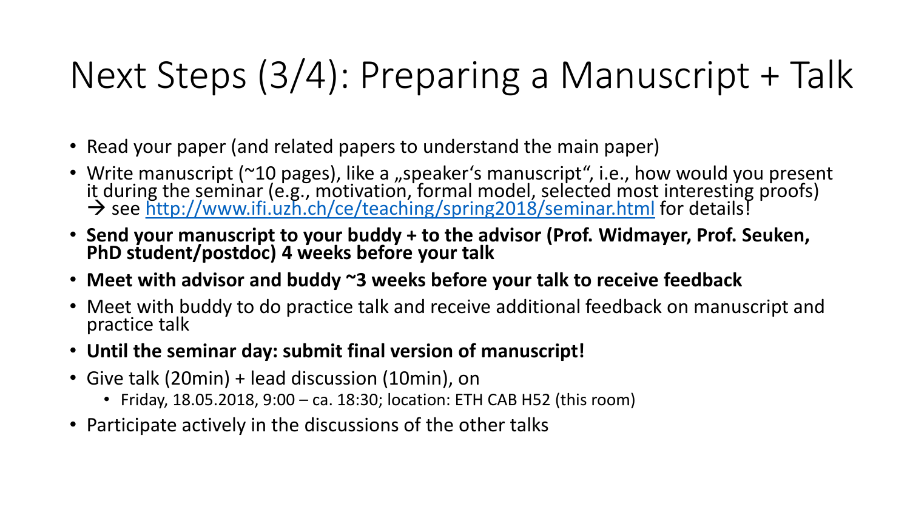# Next Steps (3/4): Preparing a Manuscript + Talk

- Read your paper (and related papers to understand the main paper)
- Write manuscript (~10 pages), like a „speaker's manuscript", i.e., how would you present it during the seminar (e.g., motivation, formal model, selected most interesting proofs) → see [http://www.ifi.uzh.ch/ce/teaching/spring2018/seminar.html](http://www.ifi.uzh.ch/ce/teaching/spring2018/seminar.html) for details!
- **Send your manuscript to your buddy + to the advisor (Prof. Widmayer, Prof. Seuken, PhD student/postdoc) 4 weeks before your talk**
- **Meet with advisor and buddy ~3 weeks before your talk to receive feedback**
- Meet with buddy to do practice talk and receive additional feedback on manuscript and practice talk
- **Until the seminar day: submit final version of manuscript!**
- Give talk (20min) + lead discussion (10min), on
  - Friday, 18.05.2018, 9:00 – ca. 18:30; location: ETH CAB H52 (this room)
- Participate actively in the discussions of the other talks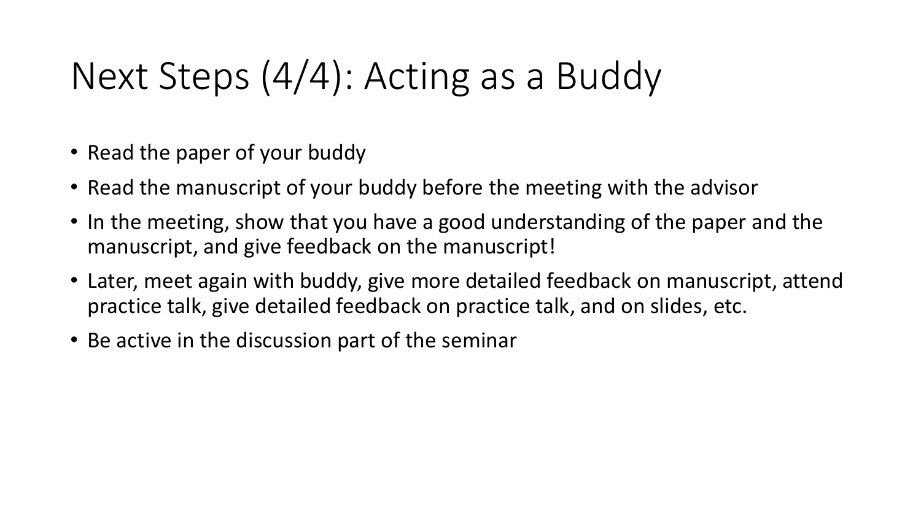# Next Steps (4/4): Acting as a Buddy

- Read the paper of your buddy
- Read the manuscript of your buddy before the meeting with the advisor
- In the meeting, show that you have a good understanding of the paper and the manuscript, and give feedback on the manuscript!
- Later, meet again with buddy, give more detailed feedback on manuscript, attend practice talk, give detailed feedback on practice talk, and on slides, etc.
- Be active in the discussion part of the seminar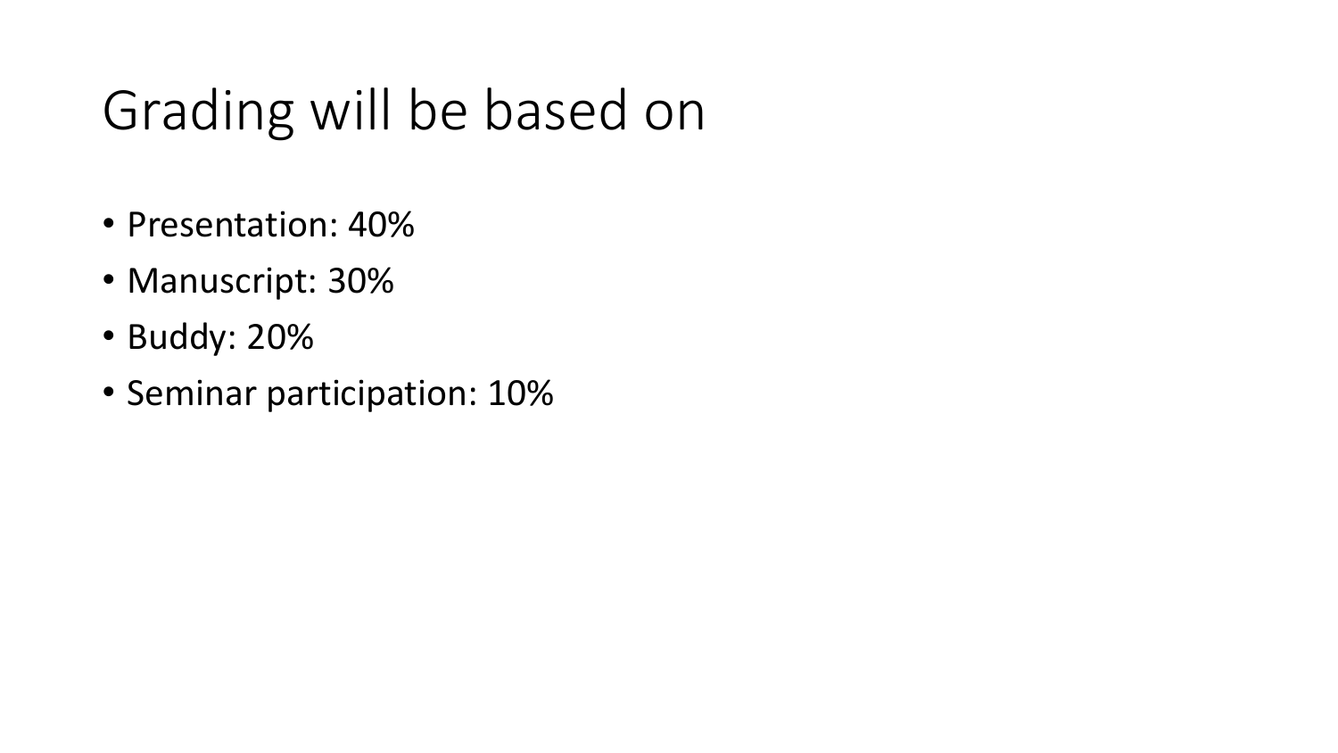# Grading will be based on

- Presentation: 40%
- Manuscript: 30%
- Buddy: 20%
- Seminar participation: 10%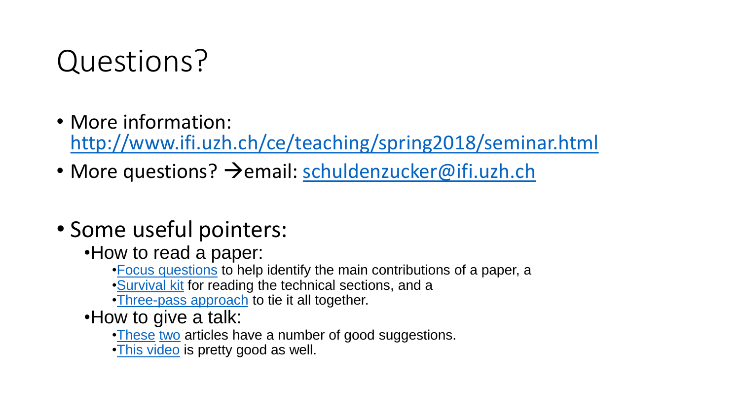# Questions?

- More information: http://www.ifi.uzh.ch/ce/teaching/spring2018/seminar.html
- More questions? → email: schuldenzucker@ifi.uzh.ch

- Some useful pointers:
  - How to read a paper:
    - Focus questions to help identify the main contributions of a paper, a
    - Survival kit for reading the technical sections, and a
    - Three-pass approach to tie it all together.
  - How to give a talk:
    - These two articles have a number of good suggestions.
    - This video is pretty good as well.